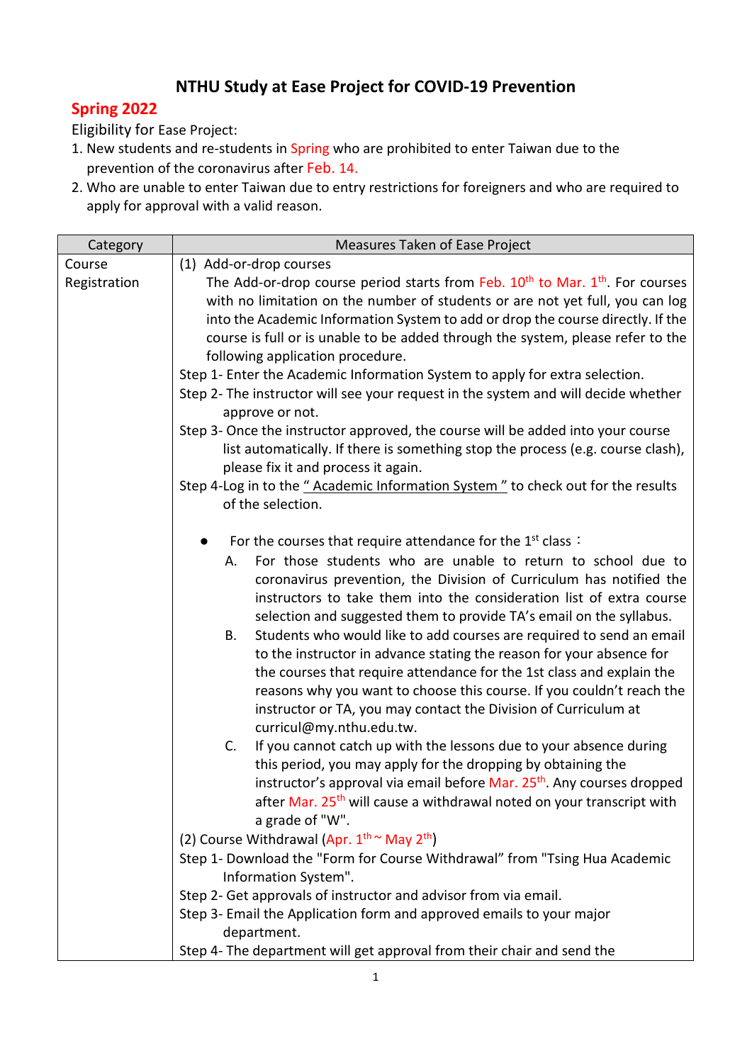# NTHU Study at Ease Project for COVID-19 Prevention

## Spring 2022

Eligibility for Ease Project:

1. New students and re-students in Spring who are prohibited to enter Taiwan due to the prevention of the coronavirus after Feb. 14.
2. Who are unable to enter Taiwan due to entry restrictions for foreigners and who are required to apply for approval with a valid reason.

| Category | Measures Taken of Ease Project |
| --- | --- |
| Course Registration | (1) Add-or-drop courses<br>The Add-or-drop course period starts from Feb. 10th to Mar. 1th. For courses with no limitation on the number of students or are not yet full, you can log into the Academic Information System to add or drop the course directly. If the course is full or is unable to be added through the system, please refer to the following application procedure.<br>Step 1- Enter the Academic Information System to apply for extra selection.<br>Step 2- The instructor will see your request in the system and will decide whether approve or not.<br>Step 3- Once the instructor approved, the course will be added into your course list automatically. If there is something stop the process (e.g. course clash), please fix it and process it again.<br>Step 4-Log in to the " Academic Information System " to check out for the results of the selection.<br><br>● For the courses that require attendance for the 1st class：<br>A. For those students who are unable to return to school due to coronavirus prevention, the Division of Curriculum has notified the instructors to take them into the consideration list of extra course selection and suggested them to provide TA's email on the syllabus.<br>B. Students who would like to add courses are required to send an email to the instructor in advance stating the reason for your absence for the courses that require attendance for the 1st class and explain the reasons why you want to choose this course. If you couldn't reach the instructor or TA, you may contact the Division of Curriculum at curricul@my.nthu.edu.tw.<br>C. If you cannot catch up with the lessons due to your absence during this period, you may apply for the dropping by obtaining the instructor's approval via email before Mar. 25th. Any courses dropped after Mar. 25th will cause a withdrawal noted on your transcript with a grade of "W".<br>(2) Course Withdrawal (Apr. 1th ~ May 2th)<br>Step 1- Download the "Form for Course Withdrawal" from "Tsing Hua Academic Information System".<br>Step 2- Get approvals of instructor and advisor from via email.<br>Step 3- Email the Application form and approved emails to your major department.<br>Step 4- The department will get approval from their chair and send the |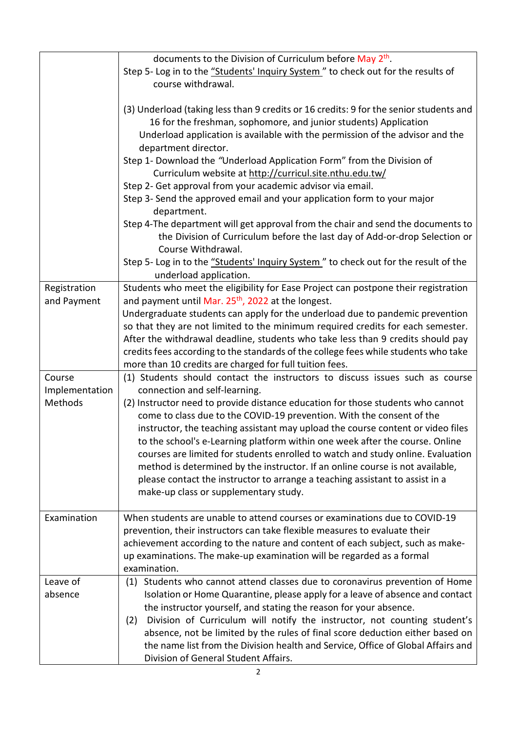| | |
|---|---|
| | documents to the Division of Curriculum before May 2nd.<br>Step 5- Log in to the "Students' Inquiry System " to check out for the results of course withdrawal.<br><br>(3) Underload (taking less than 9 credits or 16 credits: 9 for the senior students and 16 for the freshman, sophomore, and junior students) Application<br>Underload application is available with the permission of the advisor and the department director.<br>Step 1- Download the "Underload Application Form" from the Division of Curriculum website at http://curricul.site.nthu.edu.tw/<br>Step 2- Get approval from your academic advisor via email.<br>Step 3- Send the approved email and your application form to your major department.<br>Step 4-The department will get approval from the chair and send the documents to the Division of Curriculum before the last day of Add-or-drop Selection or Course Withdrawal.<br>Step 5- Log in to the "Students' Inquiry System " to check out for the result of the underload application. |
| Registration and Payment | Students who meet the eligibility for Ease Project can postpone their registration and payment until Mar. 25th, 2022 at the longest.<br>Undergraduate students can apply for the underload due to pandemic prevention so that they are not limited to the minimum required credits for each semester. After the withdrawal deadline, students who take less than 9 credits should pay credits fees according to the standards of the college fees while students who take more than 10 credits are charged for full tuition fees. |
| Course Implementation Methods | (1) Students should contact the instructors to discuss issues such as course connection and self-learning.<br>(2) Instructor need to provide distance education for those students who cannot come to class due to the COVID-19 prevention. With the consent of the instructor, the teaching assistant may upload the course content or video files to the school's e-Learning platform within one week after the course. Online courses are limited for students enrolled to watch and study online. Evaluation method is determined by the instructor. If an online course is not available, please contact the instructor to arrange a teaching assistant to assist in a make-up class or supplementary study. |
| Examination | When students are unable to attend courses or examinations due to COVID-19 prevention, their instructors can take flexible measures to evaluate their achievement according to the nature and content of each subject, such as make-up examinations. The make-up examination will be regarded as a formal examination. |
| Leave of absence | (1) Students who cannot attend classes due to coronavirus prevention of Home Isolation or Home Quarantine, please apply for a leave of absence and contact the instructor yourself, and stating the reason for your absence.<br>(2) Division of Curriculum will notify the instructor, not counting student's absence, not be limited by the rules of final score deduction either based on the name list from the Division health and Service, Office of Global Affairs and Division of General Student Affairs. |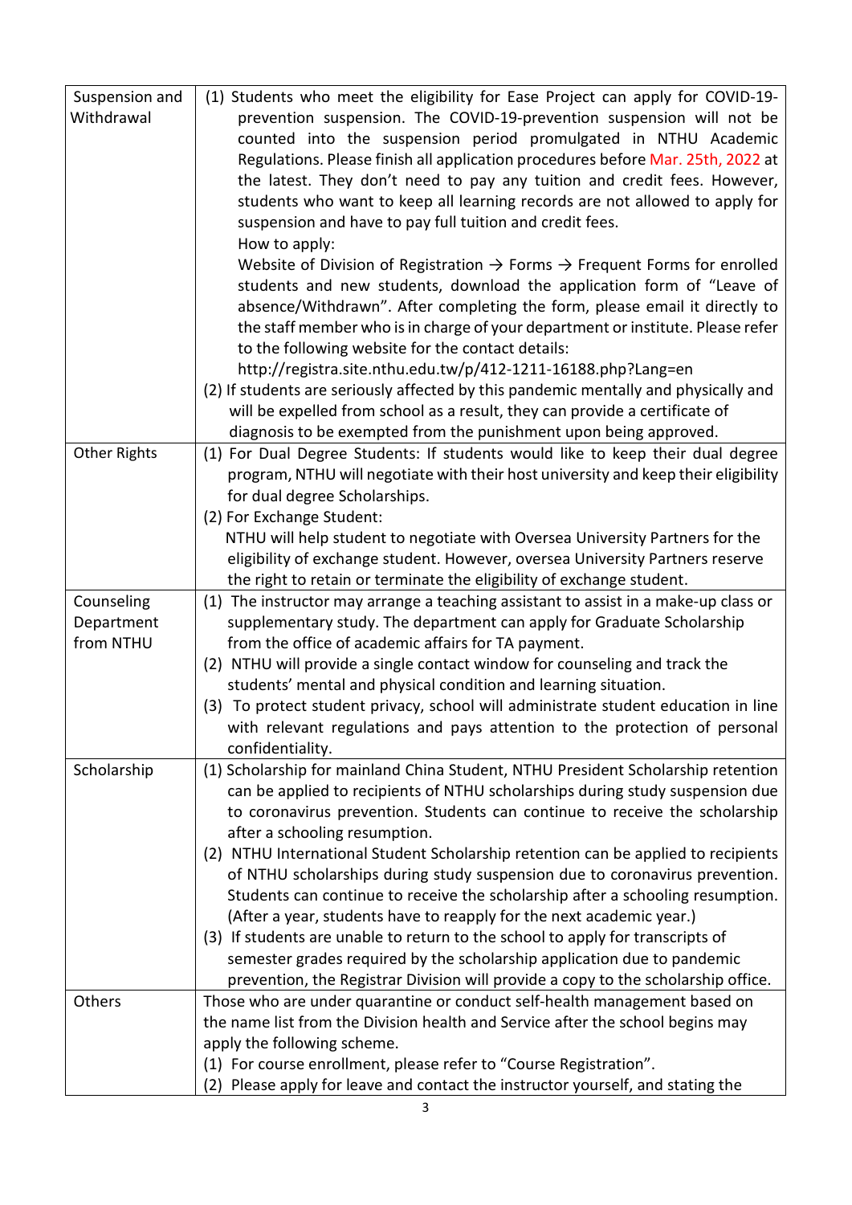| | |
|---|---|
| Suspension and Withdrawal | (1) Students who meet the eligibility for Ease Project can apply for COVID-19-prevention suspension. The COVID-19-prevention suspension will not be counted into the suspension period promulgated in NTHU Academic Regulations. Please finish all application procedures before Mar. 25th, 2022 at the latest. They don't need to pay any tuition and credit fees. However, students who want to keep all learning records are not allowed to apply for suspension and have to pay full tuition and credit fees.<br>How to apply:<br>Website of Division of Registration → Forms → Frequent Forms for enrolled students and new students, download the application form of "Leave of absence/Withdrawn". After completing the form, please email it directly to the staff member who is in charge of your department or institute. Please refer to the following website for the contact details:<br>http://registra.site.nthu.edu.tw/p/412-1211-16188.php?Lang=en<br>(2) If students are seriously affected by this pandemic mentally and physically and will be expelled from school as a result, they can provide a certificate of diagnosis to be exempted from the punishment upon being approved. |
| Other Rights | (1) For Dual Degree Students: If students would like to keep their dual degree program, NTHU will negotiate with their host university and keep their eligibility for dual degree Scholarships.<br>(2) For Exchange Student:<br>NTHU will help student to negotiate with Oversea University Partners for the eligibility of exchange student. However, oversea University Partners reserve the right to retain or terminate the eligibility of exchange student. |
| Counseling Department from NTHU | (1) The instructor may arrange a teaching assistant to assist in a make-up class or supplementary study. The department can apply for Graduate Scholarship from the office of academic affairs for TA payment.<br>(2) NTHU will provide a single contact window for counseling and track the students' mental and physical condition and learning situation.<br>(3) To protect student privacy, school will administrate student education in line with relevant regulations and pays attention to the protection of personal confidentiality. |
| Scholarship | (1) Scholarship for mainland China Student, NTHU President Scholarship retention can be applied to recipients of NTHU scholarships during study suspension due to coronavirus prevention. Students can continue to receive the scholarship after a schooling resumption.<br>(2) NTHU International Student Scholarship retention can be applied to recipients of NTHU scholarships during study suspension due to coronavirus prevention. Students can continue to receive the scholarship after a schooling resumption. (After a year, students have to reapply for the next academic year.)<br>(3) If students are unable to return to the school to apply for transcripts of semester grades required by the scholarship application due to pandemic prevention, the Registrar Division will provide a copy to the scholarship office. |
| Others | Those who are under quarantine or conduct self-health management based on the name list from the Division health and Service after the school begins may apply the following scheme.<br>(1) For course enrollment, please refer to "Course Registration".<br>(2) Please apply for leave and contact the instructor yourself, and stating the |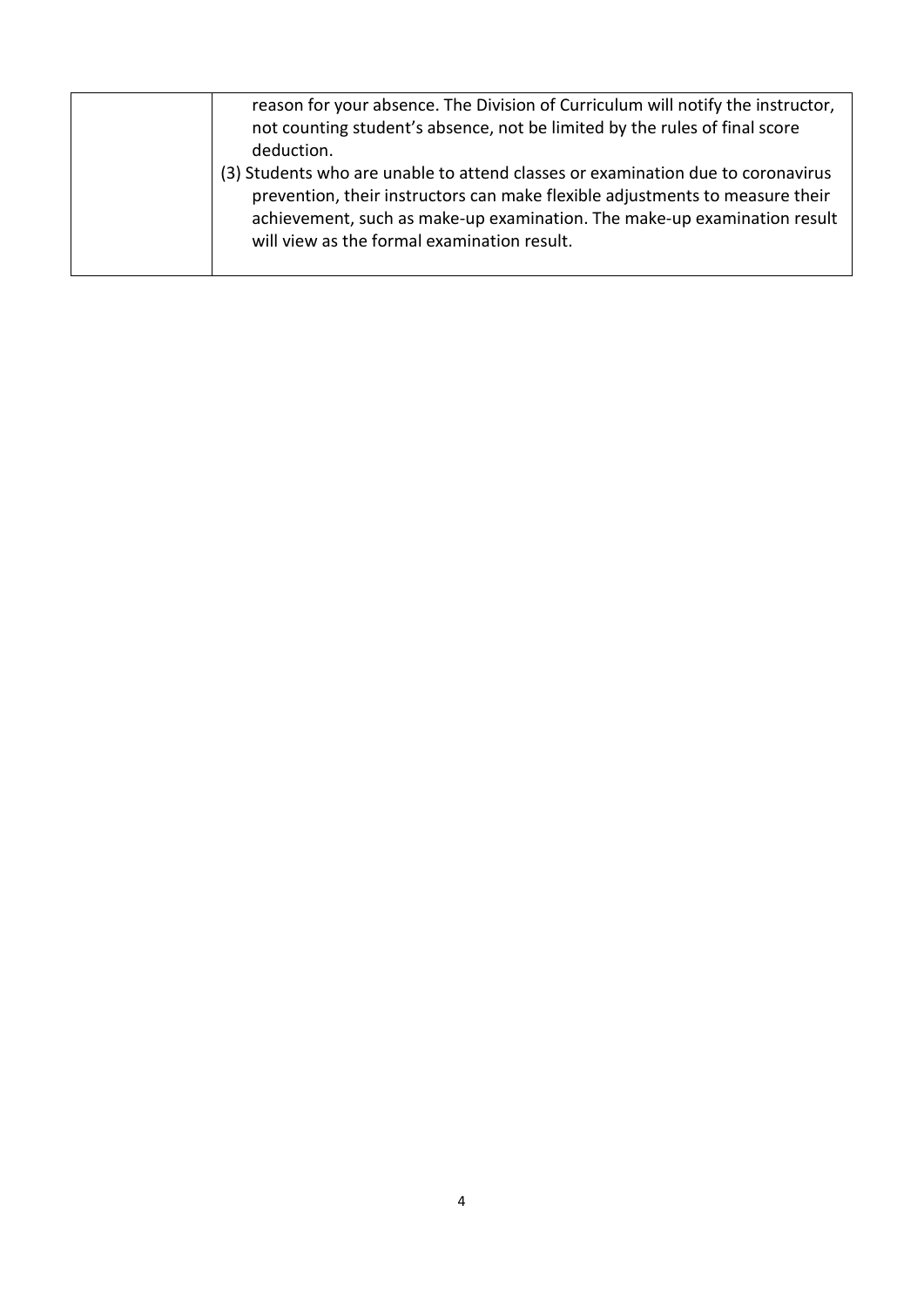| | |
|---|---|
| | reason for your absence. The Division of Curriculum will notify the instructor, not counting student's absence, not be limited by the rules of final score deduction.<br>(3) Students who are unable to attend classes or examination due to coronavirus prevention, their instructors can make flexible adjustments to measure their achievement, such as make-up examination. The make-up examination result will view as the formal examination result. |